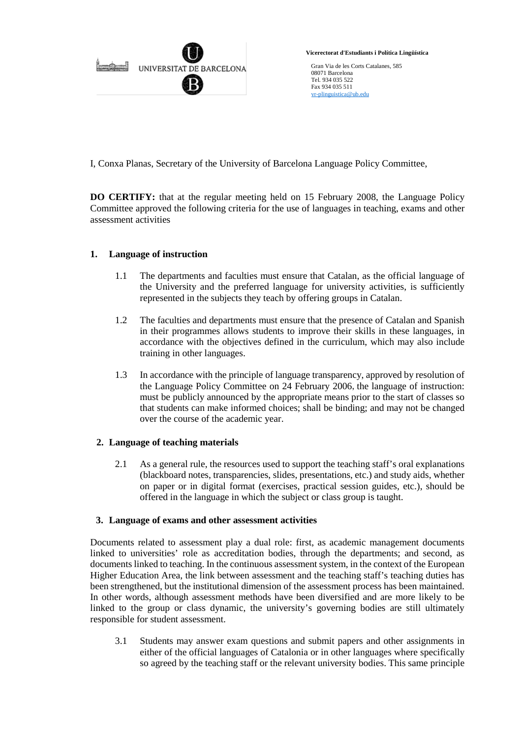UNIVERSITAT DE BARCELONA

**Vicerectorat d'Estudiants i Política Lingüística**

Gran Via de les Corts Catalanes, 585
08071 Barcelona
Tel. 934 035 522
Fax 934 035 511
vr-plinguistica@ub.edu

I, Conxa Planas, Secretary of the University of Barcelona Language Policy Committee,

**DO CERTIFY:** that at the regular meeting held on 15 February 2008, the Language Policy Committee approved the following criteria for the use of languages in teaching, exams and other assessment activities

## 1. Language of instruction

1.1 The departments and faculties must ensure that Catalan, as the official language of the University and the preferred language for university activities, is sufficiently represented in the subjects they teach by offering groups in Catalan.

1.2 The faculties and departments must ensure that the presence of Catalan and Spanish in their programmes allows students to improve their skills in these languages, in accordance with the objectives defined in the curriculum, which may also include training in other languages.

1.3 In accordance with the principle of language transparency, approved by resolution of the Language Policy Committee on 24 February 2006, the language of instruction: must be publicly announced by the appropriate means prior to the start of classes so that students can make informed choices; shall be binding; and may not be changed over the course of the academic year.

## 2. Language of teaching materials

2.1 As a general rule, the resources used to support the teaching staff's oral explanations (blackboard notes, transparencies, slides, presentations, etc.) and study aids, whether on paper or in digital format (exercises, practical session guides, etc.), should be offered in the language in which the subject or class group is taught.

## 3. Language of exams and other assessment activities

Documents related to assessment play a dual role: first, as academic management documents linked to universities' role as accreditation bodies, through the departments; and second, as documents linked to teaching. In the continuous assessment system, in the context of the European Higher Education Area, the link between assessment and the teaching staff's teaching duties has been strengthened, but the institutional dimension of the assessment process has been maintained. In other words, although assessment methods have been diversified and are more likely to be linked to the group or class dynamic, the university's governing bodies are still ultimately responsible for student assessment.

3.1 Students may answer exam questions and submit papers and other assignments in either of the official languages of Catalonia or in other languages where specifically so agreed by the teaching staff or the relevant university bodies. This same principle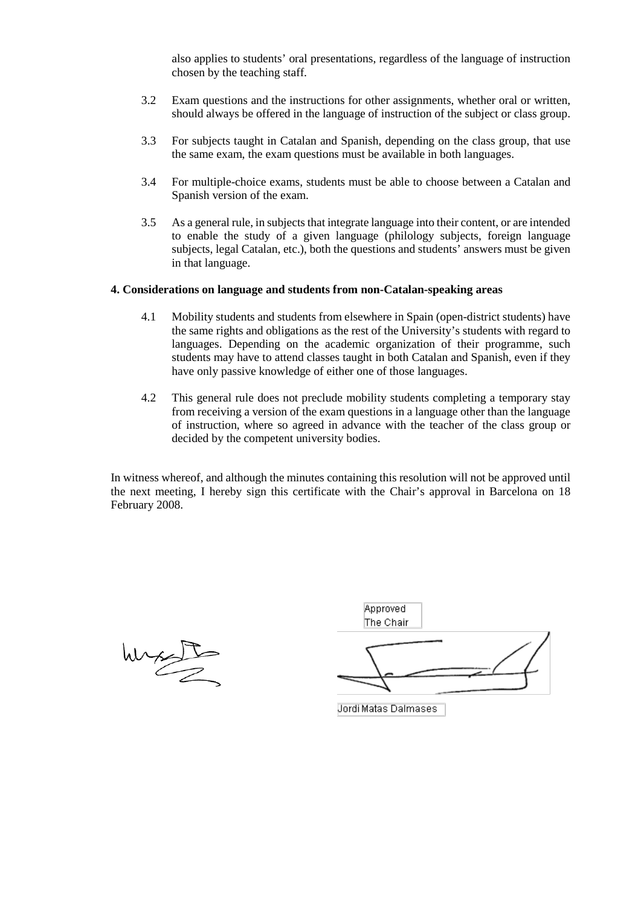also applies to students' oral presentations, regardless of the language of instruction chosen by the teaching staff.

3.2 Exam questions and the instructions for other assignments, whether oral or written, should always be offered in the language of instruction of the subject or class group.

3.3 For subjects taught in Catalan and Spanish, depending on the class group, that use the same exam, the exam questions must be available in both languages.

3.4 For multiple-choice exams, students must be able to choose between a Catalan and Spanish version of the exam.

3.5 As a general rule, in subjects that integrate language into their content, or are intended to enable the study of a given language (philology subjects, foreign language subjects, legal Catalan, etc.), both the questions and students' answers must be given in that language.

**4. Considerations on language and students from non-Catalan-speaking areas**

4.1 Mobility students and students from elsewhere in Spain (open-district students) have the same rights and obligations as the rest of the University's students with regard to languages. Depending on the academic organization of their programme, such students may have to attend classes taught in both Catalan and Spanish, even if they have only passive knowledge of either one of those languages.

4.2 This general rule does not preclude mobility students completing a temporary stay from receiving a version of the exam questions in a language other than the language of instruction, where so agreed in advance with the teacher of the class group or decided by the competent university bodies.

In witness whereof, and although the minutes containing this resolution will not be approved until the next meeting, I hereby sign this certificate with the Chair's approval in Barcelona on 18 February 2008.

Approved
The Chair

Jordi Matas Dalmases